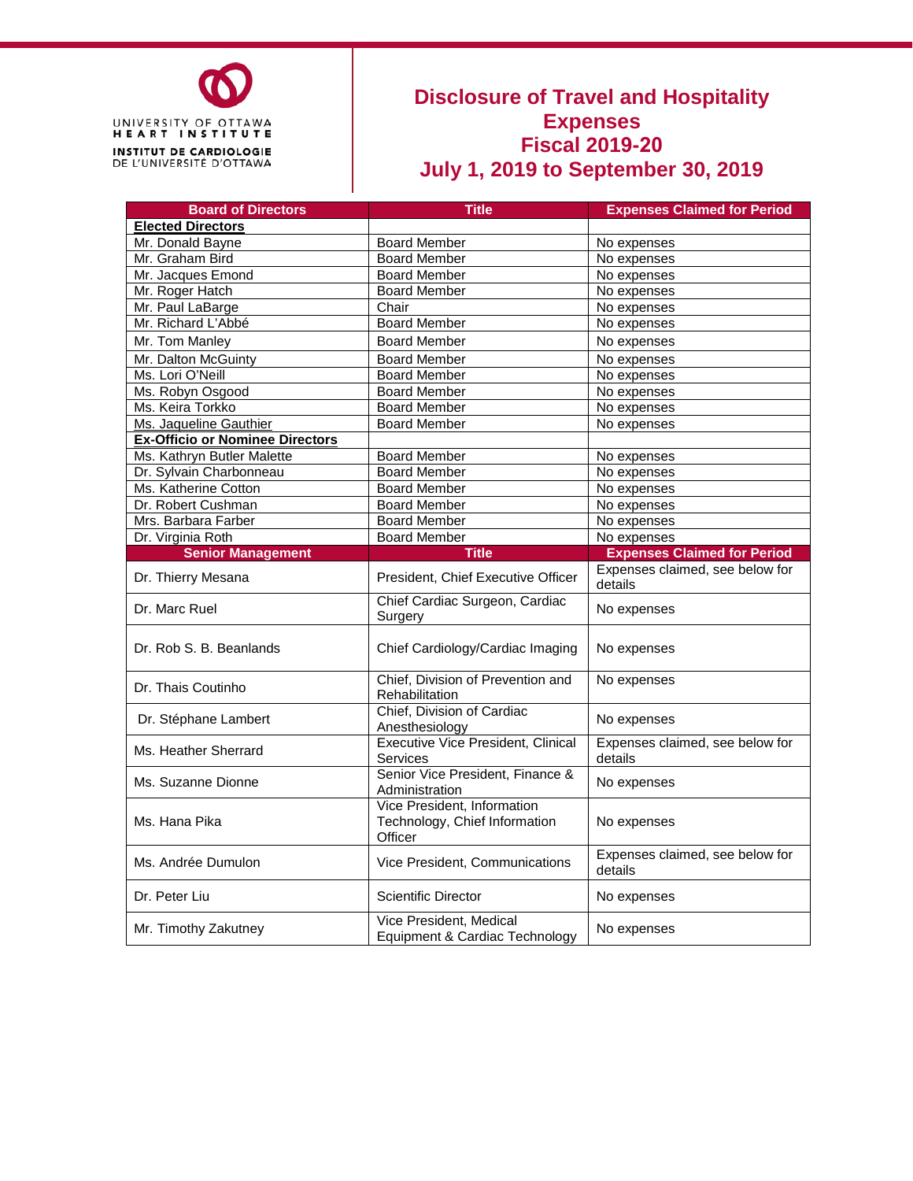UNIVERSITY OF OTTAWA
HEART INSTITUTE
INSTITUT DE CARDIOLOGIE
DE L'UNIVERSITÉ D'OTTAWA

# Disclosure of Travel and Hospitality Expenses
# Fiscal 2019-20
# July 1, 2019 to September 30, 2019

| Board of Directors | Title | Expenses Claimed for Period |
|---|---|---|
| **Elected Directors** | | |
| Mr. Donald Bayne | Board Member | No expenses |
| Mr. Graham Bird | Board Member | No expenses |
| Mr. Jacques Emond | Board Member | No expenses |
| Mr. Roger Hatch | Board Member | No expenses |
| Mr. Paul LaBarge | Chair | No expenses |
| Mr. Richard L'Abbé | Board Member | No expenses |
| Mr. Tom Manley | Board Member | No expenses |
| Mr. Dalton McGuinty | Board Member | No expenses |
| Ms. Lori O'Neill | Board Member | No expenses |
| Ms. Robyn Osgood | Board Member | No expenses |
| Ms. Keira Torkko | Board Member | No expenses |
| Ms. Jaqueline Gauthier | Board Member | No expenses |
| **Ex-Officio or Nominee Directors** | | |
| Ms. Kathryn Butler Malette | Board Member | No expenses |
| Dr. Sylvain Charbonneau | Board Member | No expenses |
| Ms. Katherine Cotton | Board Member | No expenses |
| Dr. Robert Cushman | Board Member | No expenses |
| Mrs. Barbara Farber | Board Member | No expenses |
| Dr. Virginia Roth | Board Member | No expenses |
| **Senior Management** | **Title** | **Expenses Claimed for Period** |
| Dr. Thierry Mesana | President, Chief Executive Officer | Expenses claimed, see below for details |
| Dr. Marc Ruel | Chief Cardiac Surgeon, Cardiac Surgery | No expenses |
| Dr. Rob S. B. Beanlands | Chief Cardiology/Cardiac Imaging | No expenses |
| Dr. Thais Coutinho | Chief, Division of Prevention and Rehabilitation | No expenses |
| Dr. Stéphane Lambert | Chief, Division of Cardiac Anesthesiology | No expenses |
| Ms. Heather Sherrard | Executive Vice President, Clinical Services | Expenses claimed, see below for details |
| Ms. Suzanne Dionne | Senior Vice President, Finance & Administration | No expenses |
| Ms. Hana Pika | Vice President, Information Technology, Chief Information Officer | No expenses |
| Ms. Andrée Dumulon | Vice President, Communications | Expenses claimed, see below for details |
| Dr. Peter Liu | Scientific Director | No expenses |
| Mr. Timothy Zakutney | Vice President, Medical Equipment & Cardiac Technology | No expenses |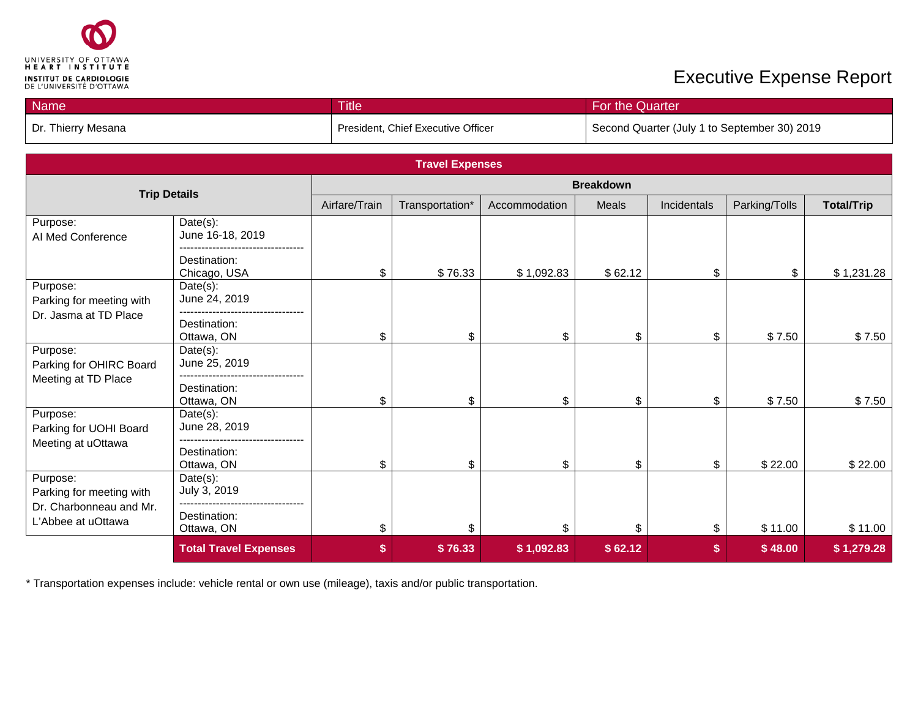UNIVERSITY OF OTTAWA HEART INSTITUTE
INSTITUT DE CARDIOLOGIE DE L'UNIVERSITÉ D'OTTAWA

# Executive Expense Report

| Name | Title | For the Quarter |
|---|---|---|
| Dr. Thierry Mesana | President, Chief Executive Officer | Second Quarter (July 1 to September 30) 2019 |

## Travel Expenses

| Trip Details | | Breakdown | | | | | | |
|---|---|---|---|---|---|---|---|---|
| | | Airfare/Train | Transportation* | Accommodation | Meals | Incidentals | Parking/Tolls | **Total/Trip** |
| Purpose: AI Med Conference | Date(s): June 16-18, 2019 / Destination: Chicago, USA | $ | $ 76.33 | $ 1,092.83 | $ 62.12 | $ | $ | $ 1,231.28 |
| Purpose: Parking for meeting with Dr. Jasma at TD Place | Date(s): June 24, 2019 / Destination: Ottawa, ON | $ | $ | $ | $ | $ | $ 7.50 | $ 7.50 |
| Purpose: Parking for OHIRC Board Meeting at TD Place | Date(s): June 25, 2019 / Destination: Ottawa, ON | $ | $ | $ | $ | $ | $ 7.50 | $ 7.50 |
| Purpose: Parking for UOHI Board Meeting at uOttawa | Date(s): June 28, 2019 / Destination: Ottawa, ON | $ | $ | $ | $ | $ | $ 22.00 | $ 22.00 |
| Purpose: Parking for meeting with Dr. Charbonneau and Mr. L'Abbee at uOttawa | Date(s): July 3, 2019 / Destination: Ottawa, ON | $ | $ | $ | $ | $ | $ 11.00 | $ 11.00 |
| | **Total Travel Expenses** | **$** | **$ 76.33** | **$ 1,092.83** | **$ 62.12** | **$** | **$ 48.00** | **$ 1,279.28** |

* Transportation expenses include: vehicle rental or own use (mileage), taxis and/or public transportation.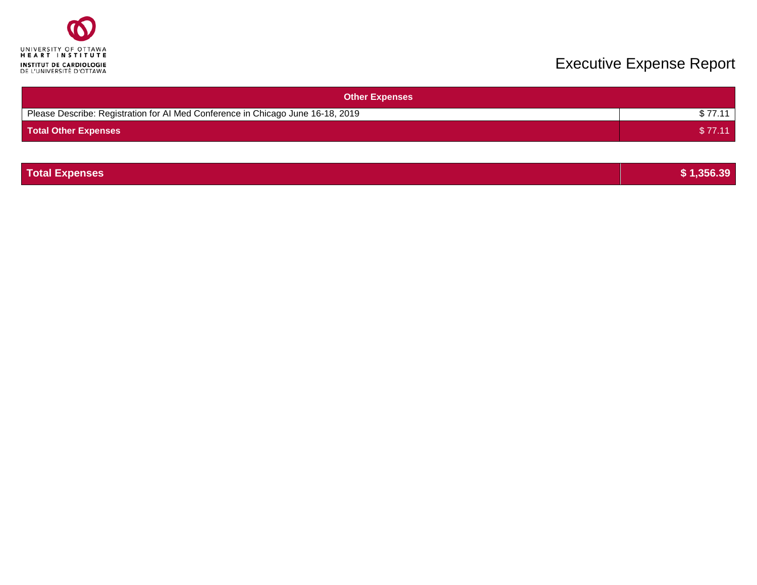UNIVERSITY OF OTTAWA HEART INSTITUTE
INSTITUT DE CARDIOLOGIE DE L'UNIVERSITÉ D'OTTAWA

# Executive Expense Report

| Other Expenses | |
|---|---|
| Please Describe: Registration for AI Med Conference in Chicago June 16-18, 2019 | $ 77.11 |
| **Total Other Expenses** | $ 77.11 |

| **Total Expenses** | **$ 1,356.39** |
|---|---|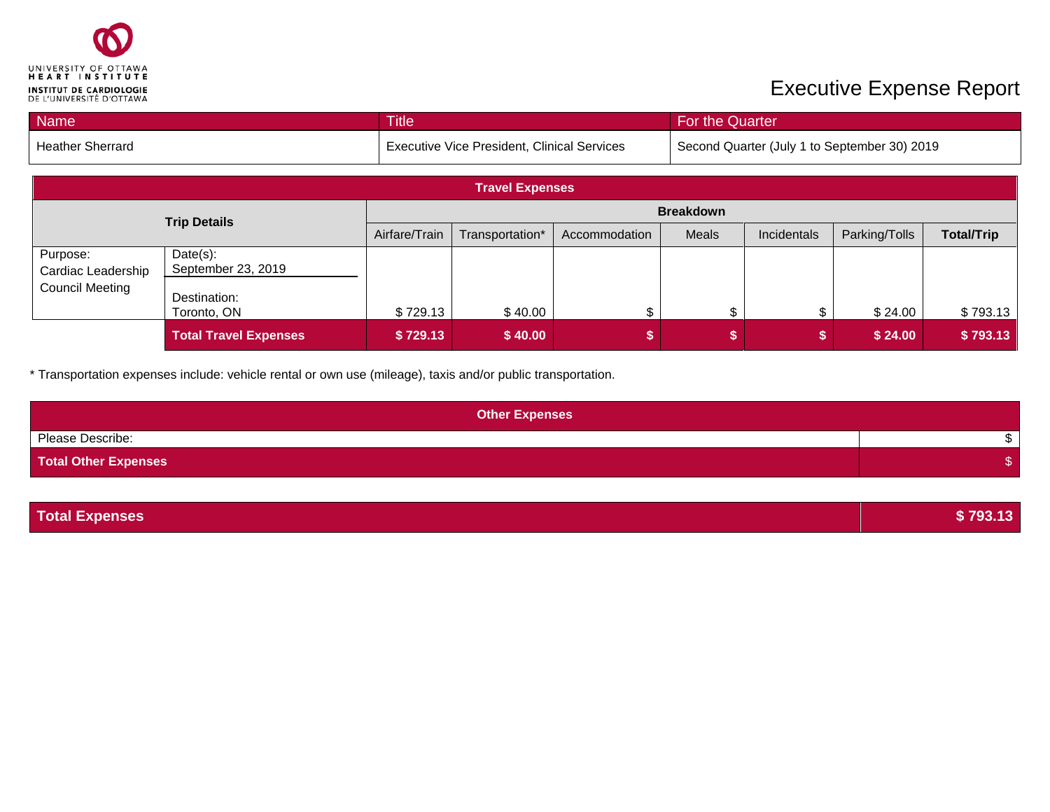UNIVERSITY OF OTTAWA HEART INSTITUTE
INSTITUT DE CARDIOLOGIE DE L'UNIVERSITÉ D'OTTAWA

# Executive Expense Report

| Name | Title | For the Quarter |
|---|---|---|
| Heather Sherrard | Executive Vice President, Clinical Services | Second Quarter (July 1 to September 30) 2019 |

**Travel Expenses**

| **Trip Details** | | **Breakdown** | | | | | | |
|---|---|---|---|---|---|---|---|---|
| | | Airfare/Train | Transportation* | Accommodation | Meals | Incidentals | Parking/Tolls | **Total/Trip** |
| Purpose: Cardiac Leadership Council Meeting | Date(s): September 23, 2019<br>Destination: Toronto, ON | $ 729.13 | $ 40.00 | $ | $ | $ | $ 24.00 | $ 793.13 |
| | **Total Travel Expenses** | **$ 729.13** | **$ 40.00** | **$** | **$** | **$** | **$ 24.00** | **$ 793.13** |

* Transportation expenses include: vehicle rental or own use (mileage), taxis and/or public transportation.

**Other Expenses**

| | |
|---|---|
| Please Describe: | $ |
| **Total Other Expenses** | $ |

| | |
|---|---|
| **Total Expenses** | **$ 793.13** |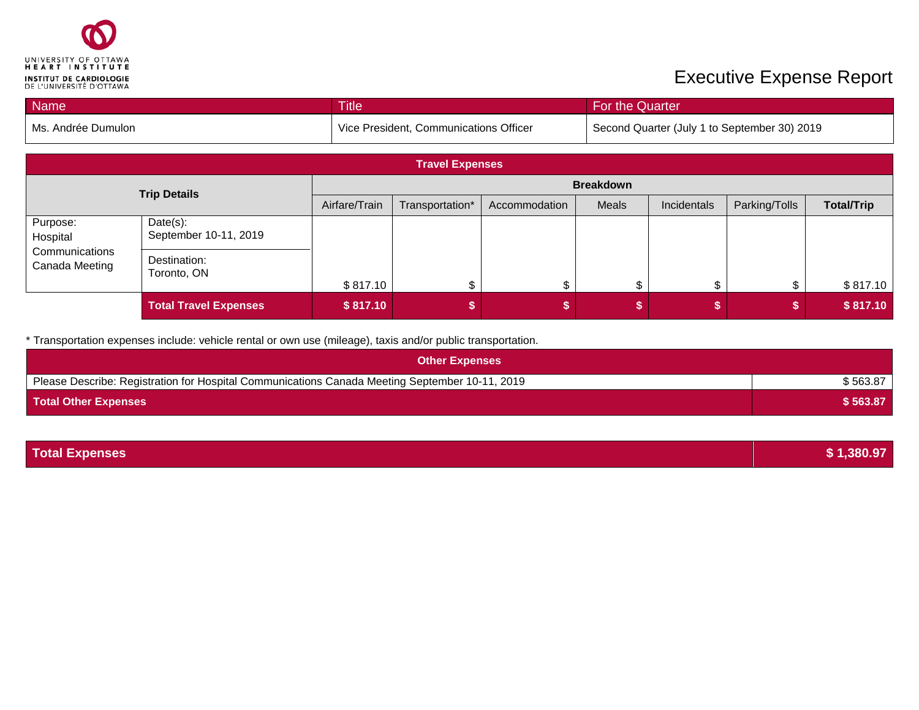UNIVERSITY OF OTTAWA
HEART INSTITUTE
INSTITUT DE CARDIOLOGIE
DE L'UNIVERSITÉ D'OTTAWA

# Executive Expense Report

| Name | Title | For the Quarter |
| --- | --- | --- |
| Ms. Andrée Dumulon | Vice President, Communications Officer | Second Quarter (July 1 to September 30) 2019 |

**Travel Expenses**

| **Trip Details** | | **Breakdown** | | | | | | |
| --- | --- | --- | --- | --- | --- | --- | --- | --- |
| | | Airfare/Train | Transportation* | Accommodation | Meals | Incidentals | Parking/Tolls | **Total/Trip** |
| Purpose: Hospital Communications Canada Meeting | Date(s): September 10-11, 2019<br>Destination: Toronto, ON | $ 817.10 | $ | $ | $ | $ | $ | $ 817.10 |
| | **Total Travel Expenses** | **$ 817.10** | **$** | **$** | **$** | **$** | **$** | **$ 817.10** |

\* Transportation expenses include: vehicle rental or own use (mileage), taxis and/or public transportation.

**Other Expenses**

| | |
| --- | --- |
| Please Describe: Registration for Hospital Communications Canada Meeting September 10-11, 2019 | $ 563.87 |
| **Total Other Expenses** | **$ 563.87** |

| | |
| --- | --- |
| **Total Expenses** | **$ 1,380.97** |